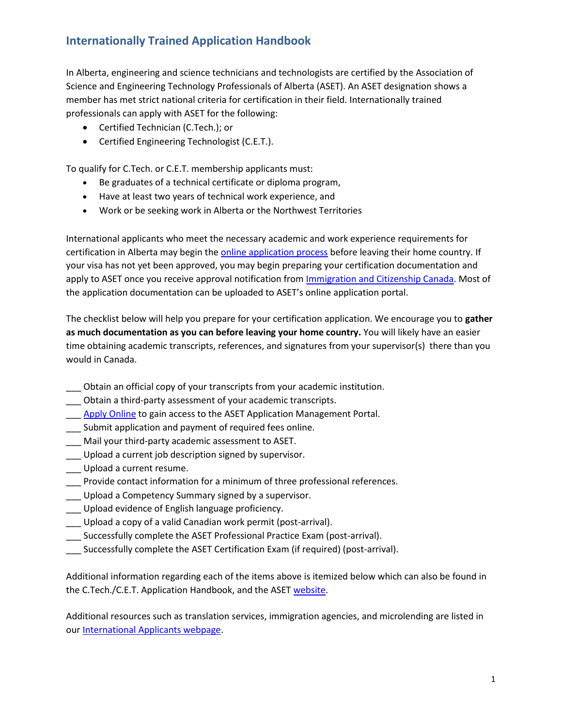## Internationally Trained Application Handbook

In Alberta, engineering and science technicians and technologists are certified by the Association of Science and Engineering Technology Professionals of Alberta (ASET). An ASET designation shows a member has met strict national criteria for certification in their field. Internationally trained professionals can apply with ASET for the following:

- Certified Technician (C.Tech.); or
- Certified Engineering Technologist (C.E.T.).

To qualify for C.Tech. or C.E.T. membership applicants must:

- Be graduates of a technical certificate or diploma program,
- Have at least two years of technical work experience, and
- Work or be seeking work in Alberta or the Northwest Territories

International applicants who meet the necessary academic and work experience requirements for certification in Alberta may begin the online application process before leaving their home country. If your visa has not yet been approved, you may begin preparing your certification documentation and apply to ASET once you receive approval notification from Immigration and Citizenship Canada. Most of the application documentation can be uploaded to ASET's online application portal.

The checklist below will help you prepare for your certification application. We encourage you to **gather as much documentation as you can before leaving your home country.** You will likely have an easier time obtaining academic transcripts, references, and signatures from your supervisor(s) there than you would in Canada.

___ Obtain an official copy of your transcripts from your academic institution.  
___ Obtain a third-party assessment of your academic transcripts.  
___ Apply Online to gain access to the ASET Application Management Portal.  
___ Submit application and payment of required fees online.  
___ Mail your third-party academic assessment to ASET.  
___ Upload a current job description signed by supervisor.  
___ Upload a current resume.  
___ Provide contact information for a minimum of three professional references.  
___ Upload a Competency Summary signed by a supervisor.  
___ Upload evidence of English language proficiency.  
___ Upload a copy of a valid Canadian work permit (post-arrival).  
___ Successfully complete the ASET Professional Practice Exam (post-arrival).  
___ Successfully complete the ASET Certification Exam (if required) (post-arrival).

Additional information regarding each of the items above is itemized below which can also be found in the C.Tech./C.E.T. Application Handbook, and the ASET website.

Additional resources such as translation services, immigration agencies, and microlending are listed in our International Applicants webpage.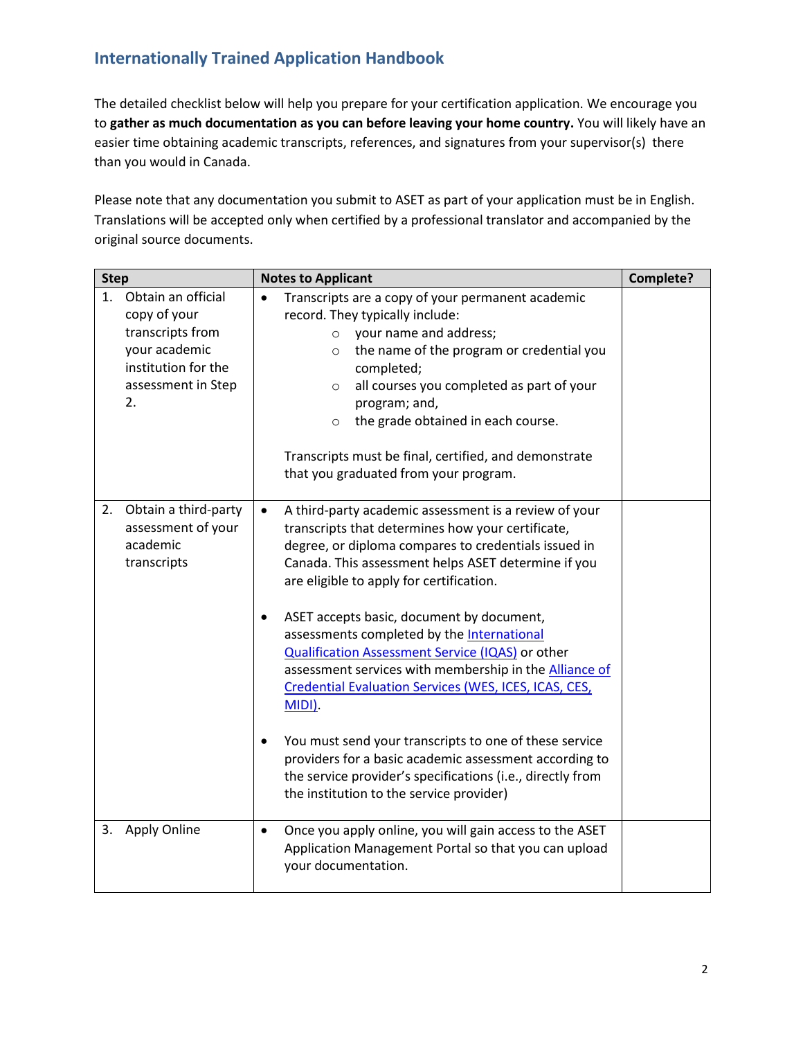## Internationally Trained Application Handbook

The detailed checklist below will help you prepare for your certification application. We encourage you to **gather as much documentation as you can before leaving your home country.** You will likely have an easier time obtaining academic transcripts, references, and signatures from your supervisor(s) there than you would in Canada.

Please note that any documentation you submit to ASET as part of your application must be in English. Translations will be accepted only when certified by a professional translator and accompanied by the original source documents.

| Step | Notes to Applicant | Complete? |
|---|---|---|
| 1. Obtain an official copy of your transcripts from your academic institution for the assessment in Step 2. | • Transcripts are a copy of your permanent academic record. They typically include:<br>◦ your name and address;<br>◦ the name of the program or credential you completed;<br>◦ all courses you completed as part of your program; and,<br>◦ the grade obtained in each course.<br><br>Transcripts must be final, certified, and demonstrate that you graduated from your program. | |
| 2. Obtain a third-party assessment of your academic transcripts | • A third-party academic assessment is a review of your transcripts that determines how your certificate, degree, or diploma compares to credentials issued in Canada. This assessment helps ASET determine if you are eligible to apply for certification.<br><br>• ASET accepts basic, document by document, assessments completed by the International Qualification Assessment Service (IQAS) or other assessment services with membership in the Alliance of Credential Evaluation Services (WES, ICES, ICAS, CES, MIDI).<br><br>• You must send your transcripts to one of these service providers for a basic academic assessment according to the service provider's specifications (i.e., directly from the institution to the service provider) | |
| 3. Apply Online | • Once you apply online, you will gain access to the ASET Application Management Portal so that you can upload your documentation. | |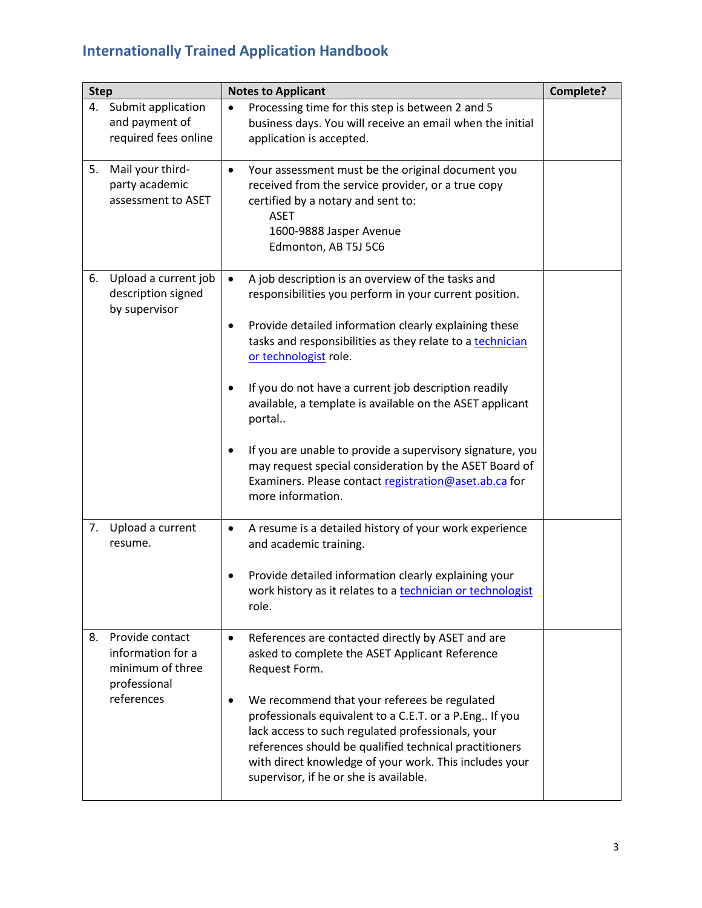## Internationally Trained Application Handbook

| Step | Notes to Applicant | Complete? |
|---|---|---|
| 4. Submit application and payment of required fees online | • Processing time for this step is between 2 and 5 business days. You will receive an email when the initial application is accepted. | |
| 5. Mail your third-party academic assessment to ASET | • Your assessment must be the original document you received from the service provider, or a true copy certified by a notary and sent to:<br>ASET<br>1600-9888 Jasper Avenue<br>Edmonton, AB T5J 5C6 | |
| 6. Upload a current job description signed by supervisor | • A job description is an overview of the tasks and responsibilities you perform in your current position.<br><br>• Provide detailed information clearly explaining these tasks and responsibilities as they relate to a technician or technologist role.<br><br>• If you do not have a current job description readily available, a template is available on the ASET applicant portal..<br><br>• If you are unable to provide a supervisory signature, you may request special consideration by the ASET Board of Examiners. Please contact registration@aset.ab.ca for more information. | |
| 7. Upload a current resume. | • A resume is a detailed history of your work experience and academic training.<br><br>• Provide detailed information clearly explaining your work history as it relates to a technician or technologist role. | |
| 8. Provide contact information for a minimum of three professional references | • References are contacted directly by ASET and are asked to complete the ASET Applicant Reference Request Form.<br><br>• We recommend that your referees be regulated professionals equivalent to a C.E.T. or a P.Eng.. If you lack access to such regulated professionals, your references should be qualified technical practitioners with direct knowledge of your work. This includes your supervisor, if he or she is available. | |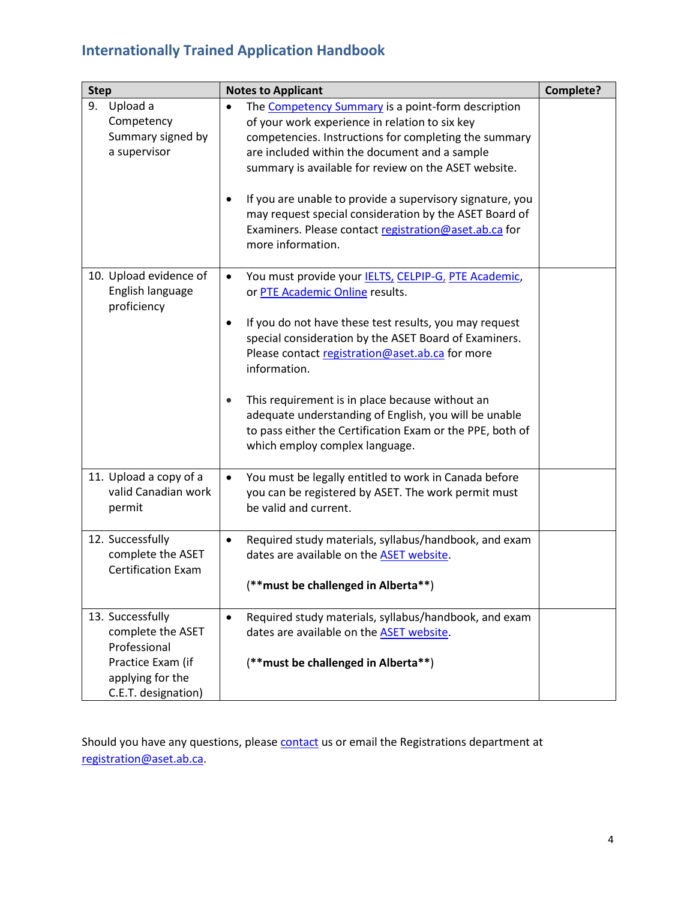| Step | Notes to Applicant | Complete? |
|---|---|---|
| 9. Upload a Competency Summary signed by a supervisor | • The Competency Summary is a point-form description of your work experience in relation to six key competencies. Instructions for completing the summary are included within the document and a sample summary is available for review on the ASET website.<br><br>• If you are unable to provide a supervisory signature, you may request special consideration by the ASET Board of Examiners. Please contact registration@aset.ab.ca for more information. | |
| 10. Upload evidence of English language proficiency | • You must provide your IELTS, CELPIP-G, PTE Academic, or PTE Academic Online results.<br><br>• If you do not have these test results, you may request special consideration by the ASET Board of Examiners. Please contact registration@aset.ab.ca for more information.<br><br>• This requirement is in place because without an adequate understanding of English, you will be unable to pass either the Certification Exam or the PPE, both of which employ complex language. | |
| 11. Upload a copy of a valid Canadian work permit | • You must be legally entitled to work in Canada before you can be registered by ASET. The work permit must be valid and current. | |
| 12. Successfully complete the ASET Certification Exam | • Required study materials, syllabus/handbook, and exam dates are available on the ASET website.<br><br>(**must be challenged in Alberta**) | |
| 13. Successfully complete the ASET Professional Practice Exam (if applying for the C.E.T. designation) | • Required study materials, syllabus/handbook, and exam dates are available on the ASET website.<br><br>(**must be challenged in Alberta**) | |

Should you have any questions, please contact us or email the Registrations department at registration@aset.ab.ca.